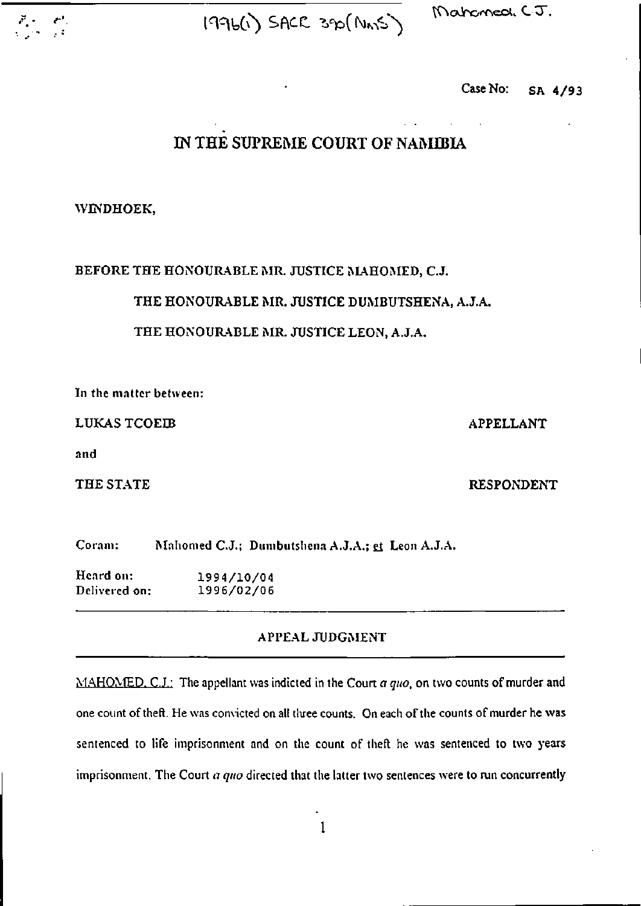1996(1) SACR 390(NmS) Mahomed. C.J.

Case No: SA 4/93

# IN THE SUPREME COURT OF NAMIBIA

WINDHOEK,

BEFORE THE HONOURABLE MR. JUSTICE MAHOMED, C.J.

THE HONOURABLE MR. JUSTICE DUMBUTSHENA, A.J.A.

THE HONOURABLE MR. JUSTICE LEON, A.J.A.

In the matter between:

LUKAS TCOEIB — APPELLANT

and

THE STATE — RESPONDENT

Coram: Mahomed C.J.; Dumbutshena A.J.A.; *et* Leon A.J.A.

Heard on: 1994/10/04
Delivered on: 1996/02/06

## APPEAL JUDGMENT

MAHOMED, C.J.: The appellant was indicted in the Court *a quo*, on two counts of murder and one count of theft. He was convicted on all three counts. On each of the counts of murder he was sentenced to life imprisonment and on the count of theft he was sentenced to two years imprisonment. The Court *a quo* directed that the latter two sentences were to run concurrently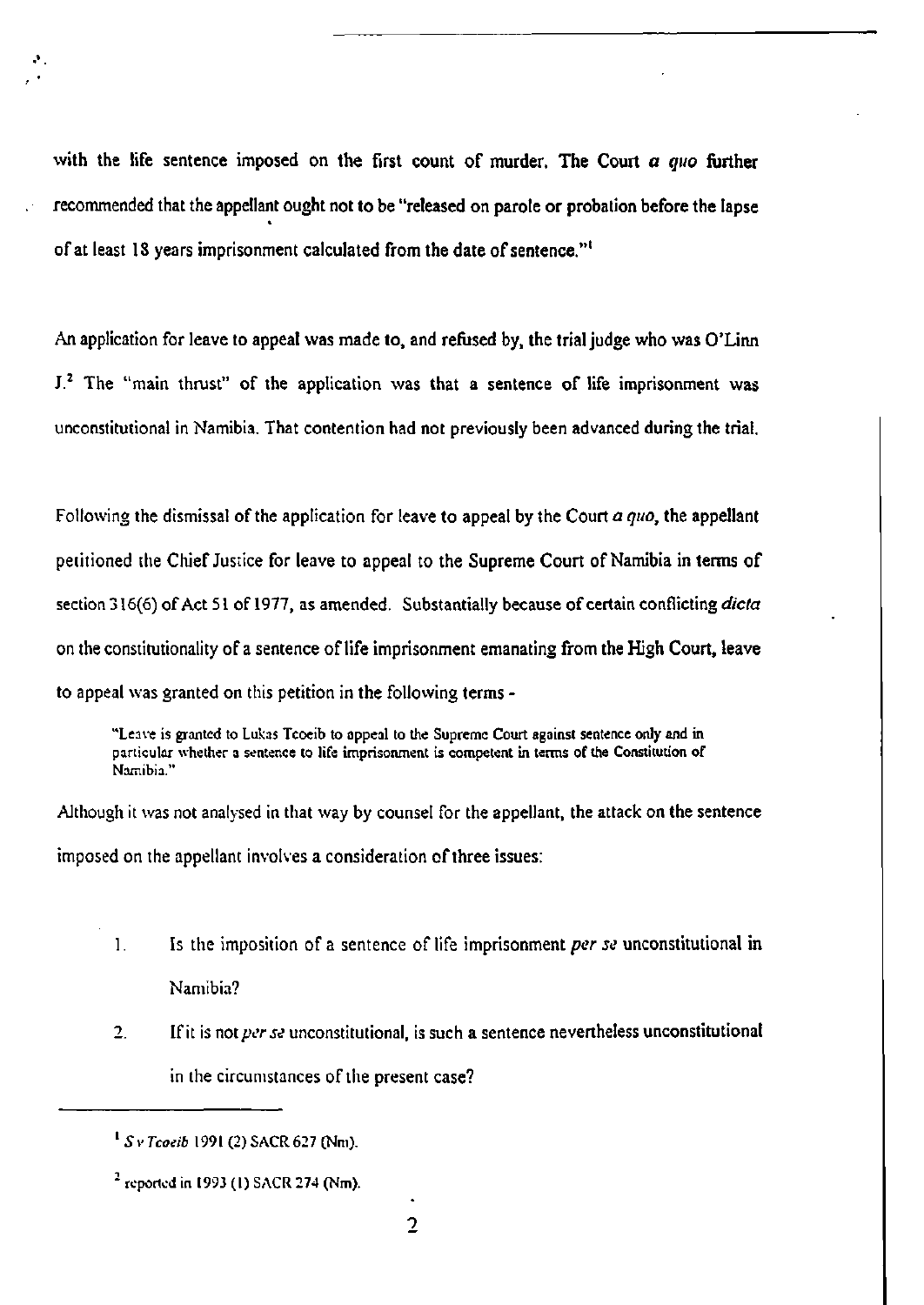with the life sentence imposed on the first count of murder. The Court *a quo* further recommended that the appellant ought not to be "released on parole or probation before the lapse of at least 18 years imprisonment calculated from the date of sentence."[1]

An application for leave to appeal was made to, and refused by, the trial judge who was O'Linn J.[2] The "main thrust" of the application was that a sentence of life imprisonment was unconstitutional in Namibia. That contention had not previously been advanced during the trial.

Following the dismissal of the application for leave to appeal by the Court *a quo*, the appellant petitioned the Chief Justice for leave to appeal to the Supreme Court of Namibia in terms of section 316(6) of Act 51 of 1977, as amended. Substantially because of certain conflicting *dicta* on the constitutionality of a sentence of life imprisonment emanating from the High Court, leave to appeal was granted on this petition in the following terms -

> "Leave is granted to Lukas Tcoeib to appeal to the Supreme Court against sentence only and in particular whether a sentence to life imprisonment is competent in terms of the Constitution of Namibia."

Although it was not analysed in that way by counsel for the appellant, the attack on the sentence imposed on the appellant involves a consideration of three issues:

1. Is the imposition of a sentence of life imprisonment *per se* unconstitutional in Namibia?
2. If it is not *per se* unconstitutional, is such a sentence nevertheless unconstitutional in the circumstances of the present case?

---

[1] *S v Tcoeib* 1991 (2) SACR 627 (Nm).

[2] reported in 1993 (1) SACR 274 (Nm).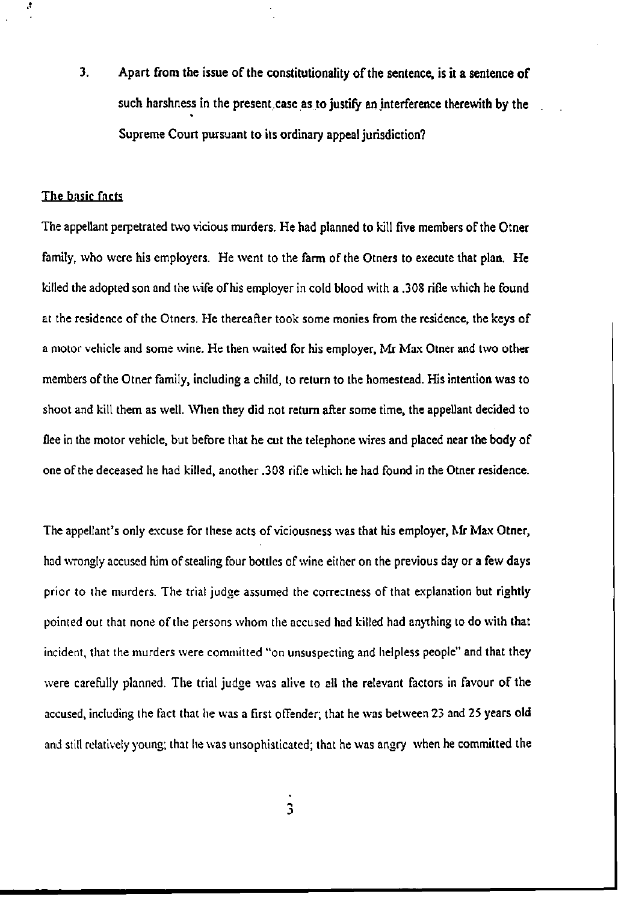3. Apart from the issue of the constitutionality of the sentence, is it a sentence of such harshness in the present case as to justify an interference therewith by the Supreme Court pursuant to its ordinary appeal jurisdiction?

## The basic facts

The appellant perpetrated two vicious murders. He had planned to kill five members of the Otner family, who were his employers. He went to the farm of the Otners to execute that plan. He killed the adopted son and the wife of his employer in cold blood with a .308 rifle which he found at the residence of the Otners. He thereafter took some monies from the residence, the keys of a motor vehicle and some wine. He then waited for his employer, Mr Max Otner and two other members of the Otner family, including a child, to return to the homestead. His intention was to shoot and kill them as well. When they did not return after some time, the appellant decided to flee in the motor vehicle, but before that he cut the telephone wires and placed near the body of one of the deceased he had killed, another .308 rifle which he had found in the Otner residence.

The appellant's only excuse for these acts of viciousness was that his employer, Mr Max Otner, had wrongly accused him of stealing four bottles of wine either on the previous day or a few days prior to the murders. The trial judge assumed the correctness of that explanation but rightly pointed out that none of the persons whom the accused had killed had anything to do with that incident, that the murders were committed "on unsuspecting and helpless people" and that they were carefully planned. The trial judge was alive to all the relevant factors in favour of the accused, including the fact that he was a first offender; that he was between 23 and 25 years old and still relatively young; that he was unsophisticated; that he was angry when he committed the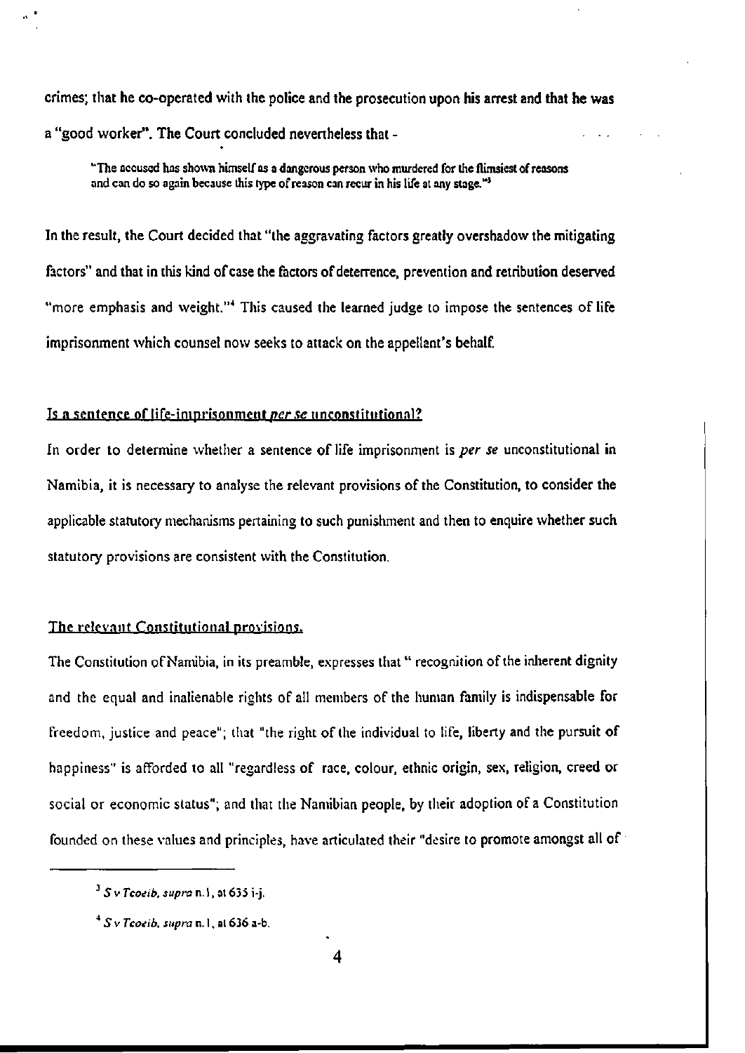crimes; that he co-operated with the police and the prosecution upon his arrest and that he was a "good worker". The Court concluded nevertheless that -

> "The accused has shown himself as a dangerous person who murdered for the flimsiest of reasons and can do so again because this type of reason can recur in his life at any stage."[3]

In the result, the Court decided that "the aggravating factors greatly overshadow the mitigating factors" and that in this kind of case the factors of deterrence, prevention and retribution deserved "more emphasis and weight."[4] This caused the learned judge to impose the sentences of life imprisonment which counsel now seeks to attack on the appellant's behalf.

## Is a sentence of life-imprisonment *per se* unconstitutional?

In order to determine whether a sentence of life imprisonment is *per se* unconstitutional in Namibia, it is necessary to analyse the relevant provisions of the Constitution, to consider the applicable statutory mechanisms pertaining to such punishment and then to enquire whether such statutory provisions are consistent with the Constitution.

## The relevant Constitutional provisions.

The Constitution of Namibia, in its preamble, expresses that " recognition of the inherent dignity and the equal and inalienable rights of all members of the human family is indispensable for freedom, justice and peace"; that "the right of the individual to life, liberty and the pursuit of happiness" is afforded to all "regardless of race, colour, ethnic origin, sex, religion, creed or social or economic status"; and that the Namibian people, by their adoption of a Constitution founded on these values and principles, have articulated their "desire to promote amongst all of

---

[3] *S v Tcoeib, supra* n.1, at 635 i-j.

[4] *S v Tcoeib, supra* n.1, at 636 a-b.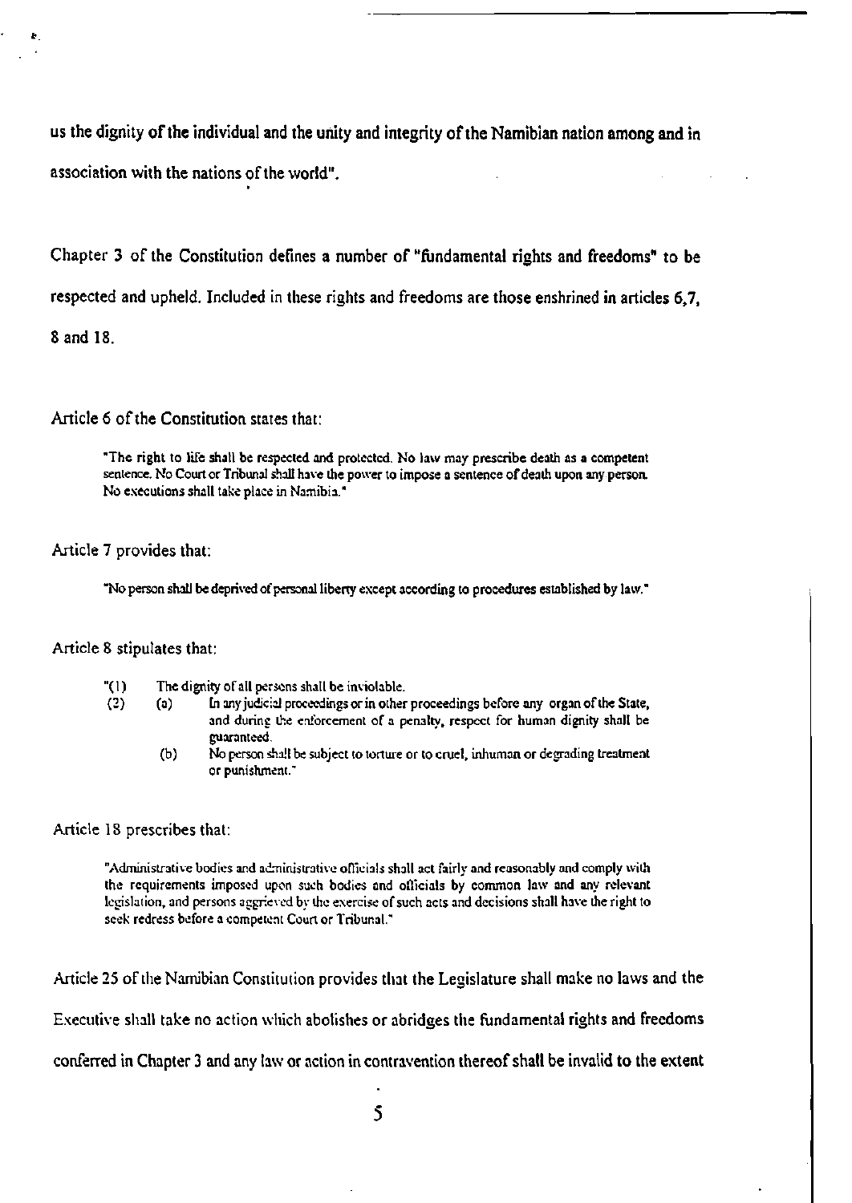us the dignity of the individual and the unity and integrity of the Namibian nation among and in association with the nations of the world".

Chapter 3 of the Constitution defines a number of "fundamental rights and freedoms" to be respected and upheld. Included in these rights and freedoms are those enshrined in articles 6,7, 8 and 18.

Article 6 of the Constitution states that:

> "The right to life shall be respected and protected. No law may prescribe death as a competent sentence. No Court or Tribunal shall have the power to impose a sentence of death upon any person. No executions shall take place in Namibia."

Article 7 provides that:

> "No person shall be deprived of personal liberty except according to procedures established by law."

Article 8 stipulates that:

> "(1) The dignity of all persons shall be inviolable.
>
> (2) (a) In any judicial proceedings or in other proceedings before any organ of the State, and during the enforcement of a penalty, respect for human dignity shall be guaranteed.
>
> (b) No person shall be subject to torture or to cruel, inhuman or degrading treatment or punishment."

Article 18 prescribes that:

> "Administrative bodies and administrative officials shall act fairly and reasonably and comply with the requirements imposed upon such bodies and officials by common law and any relevant legislation, and persons aggrieved by the exercise of such acts and decisions shall have the right to seek redress before a competent Court or Tribunal."

Article 25 of the Namibian Constitution provides that the Legislature shall make no laws and the Executive shall take no action which abolishes or abridges the fundamental rights and freedoms conferred in Chapter 3 and any law or action in contravention thereof shall be invalid to the extent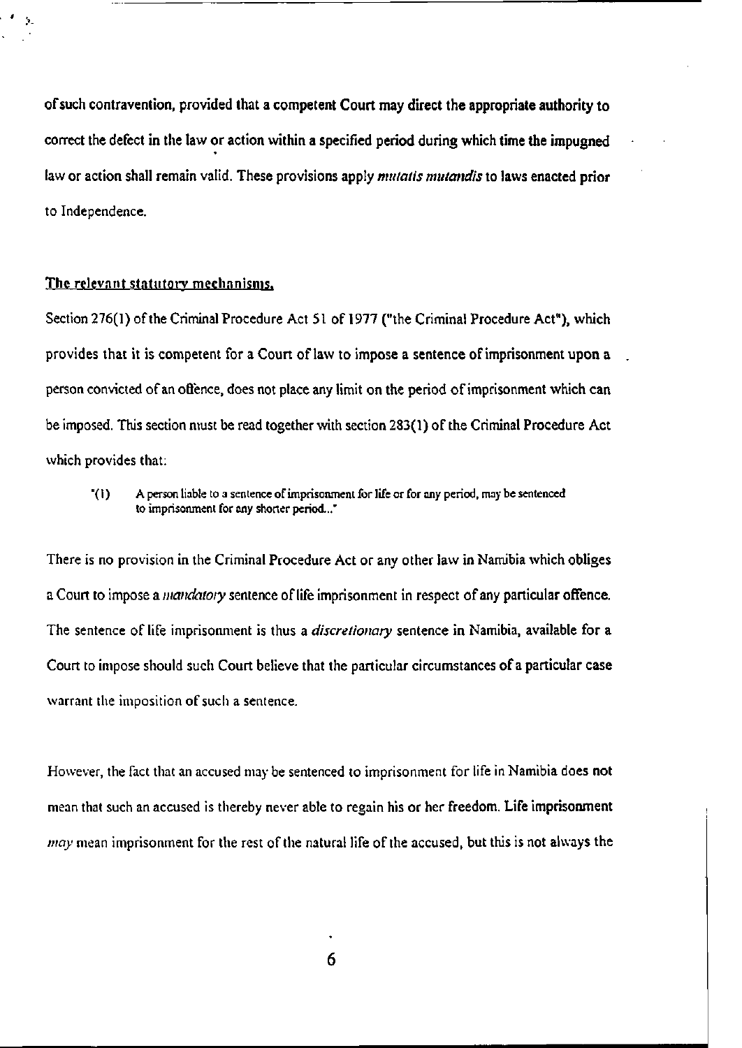of such contravention, provided that a competent Court may direct the appropriate authority to correct the defect in the law or action within a specified period during which time the impugned law or action shall remain valid. These provisions apply *mutatis mutandis* to laws enacted prior to Independence.

## The relevant statutory mechanisms.

Section 276(1) of the Criminal Procedure Act 51 of 1977 ("the Criminal Procedure Act"), which provides that it is competent for a Court of law to impose a sentence of imprisonment upon a person convicted of an offence, does not place any limit on the period of imprisonment which can be imposed. This section must be read together with section 283(1) of the Criminal Procedure Act which provides that:

> "(1) A person liable to a sentence of imprisonment for life or for any period, may be sentenced to imprisonment for any shorter period..."

There is no provision in the Criminal Procedure Act or any other law in Namibia which obliges a Court to impose a *mandatory* sentence of life imprisonment in respect of any particular offence. The sentence of life imprisonment is thus a *discretionary* sentence in Namibia, available for a Court to impose should such Court believe that the particular circumstances of a particular case warrant the imposition of such a sentence.

However, the fact that an accused may be sentenced to imprisonment for life in Namibia does not mean that such an accused is thereby never able to regain his or her freedom. Life imprisonment *may* mean imprisonment for the rest of the natural life of the accused, but this is not always the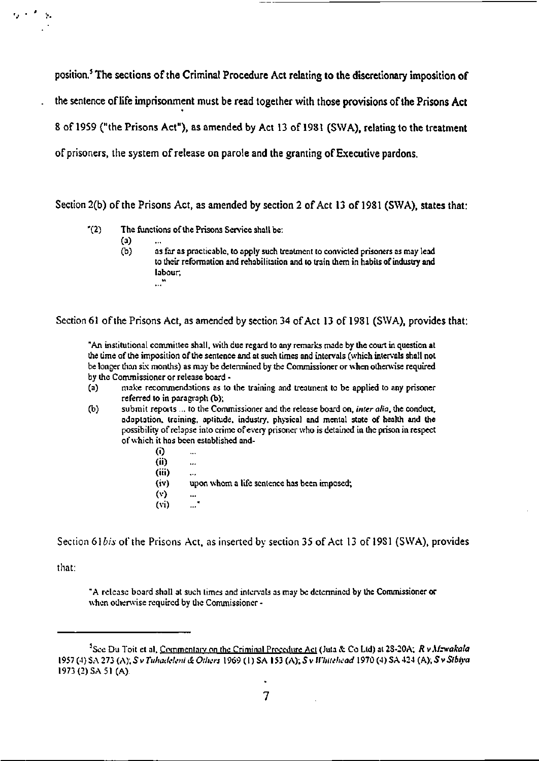position.[5] The sections of the Criminal Procedure Act relating to the discretionary imposition of the sentence of life imprisonment must be read together with those provisions of the Prisons Act 8 of 1959 ("the Prisons Act"), as amended by Act 13 of 1981 (SWA), relating to the treatment of prisoners, the system of release on parole and the granting of Executive pardons.

Section 2(b) of the Prisons Act, as amended by section 2 of Act 13 of 1981 (SWA), states that:

> "(2) The functions of the Prisons Service shall be:
> (a) ...
> (b) as far as practicable, to apply such treatment to convicted prisoners as may lead to their reformation and rehabilitation and to train them in habits of industry and labour;
> ..."

Section 61 of the Prisons Act, as amended by section 34 of Act 13 of 1981 (SWA), provides that:

> "An institutional committee shall, with due regard to any remarks made by the court in question at the time of the imposition of the sentence and at such times and intervals (which intervals shall not be longer than six months) as may be determined by the Commissioner or when otherwise required by the Commissioner or release board -
> (a) make recommendations as to the training and treatment to be applied to any prisoner referred to in paragraph (b);
> (b) submit reports ... to the Commissioner and the release board on, *inter alia*, the conduct, adaptation, training, aptitude, industry, physical and mental state of health and the possibility of relapse into crime of every prisoner who is detained in the prison in respect of which it has been established and-
> (i) ...
> (ii) ...
> (iii) ...
> (iv) upon whom a life sentence has been imposed;
> (v) ...
> (vi) ..."

Section 61*bis* of the Prisons Act, as inserted by section 35 of Act 13 of 1981 (SWA), provides that:

> "A release board shall at such times and intervals as may be determined by the Commissioner or when otherwise required by the Commissioner -

---

[5] See Du Toit et al, Commentary on the Criminal Procedure Act (Juta & Co Ltd) at 28-20A; *R v Mzwakala* 1957 (4) SA 273 (A); *S v Tuhadeleni & Others* 1969 (1) SA 153 (A); *S v Whitehead* 1970 (4) SA 424 (A); *S v Sibiya* 1973 (2) SA 51 (A).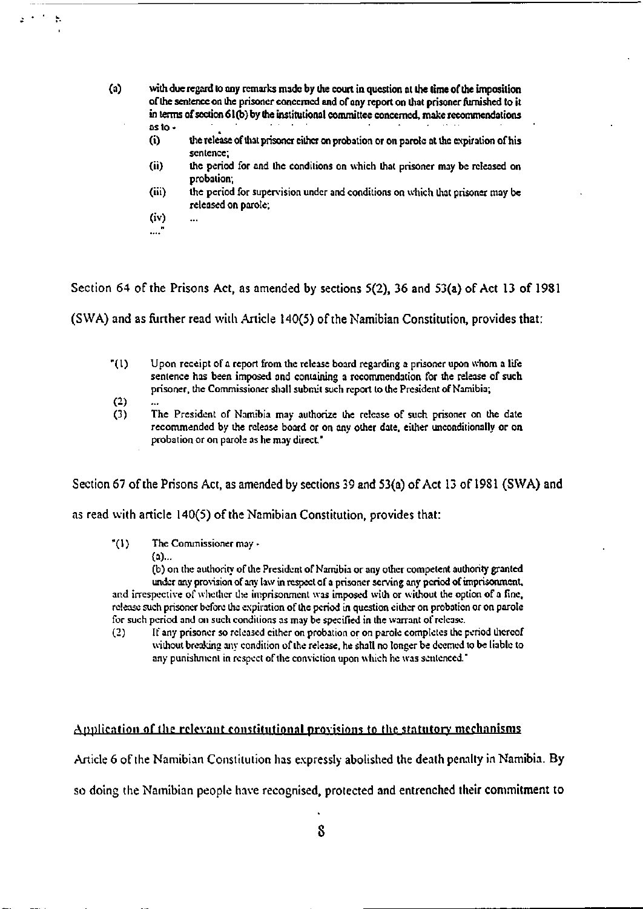> (a) with due regard to any remarks made by the court in question at the time of the imposition of the sentence on the prisoner concerned and of any report on that prisoner furnished to it in terms of section 61(b) by the institutional committee concerned, make recommendations as to -
>
> (i) the release of that prisoner either on probation or on parole at the expiration of his sentence;
>
> (ii) the period for and the conditions on which that prisoner may be released on probation;
>
> (iii) the period for supervision under and conditions on which that prisoner may be released on parole;
>
> (iv) ...
>
> ...."

Section 64 of the Prisons Act, as amended by sections 5(2), 36 and 53(a) of Act 13 of 1981 (SWA) and as further read with Article 140(5) of the Namibian Constitution, provides that:

> "(1) Upon receipt of a report from the release board regarding a prisoner upon whom a life sentence has been imposed and containing a recommendation for the release of such prisoner, the Commissioner shall submit such report to the President of Namibia;
>
> (2) ...
>
> (3) The President of Namibia may authorize the release of such prisoner on the date recommended by the release board or on any other date, either unconditionally or on probation or on parole as he may direct."

Section 67 of the Prisons Act, as amended by sections 39 and 53(a) of Act 13 of 1981 (SWA) and as read with article 140(5) of the Namibian Constitution, provides that:

> "(1) The Commissioner may -
>
> (a)...
>
> (b) on the authority of the President of Namibia or any other competent authority granted under any provision of any law in respect of a prisoner serving any period of imprisonment,
>
> and irrespective of whether the imprisonment was imposed with or without the option of a fine, release such prisoner before the expiration of the period in question either on probation or on parole for such period and on such conditions as may be specified in the warrant of release.
>
> (2) If any prisoner so released either on probation or on parole completes the period thereof without breaking any condition of the release, he shall no longer be deemed to be liable to any punishment in respect of the conviction upon which he was sentenced."

## Application of the relevant constitutional provisions to the statutory mechanisms

Article 6 of the Namibian Constitution has expressly abolished the death penalty in Namibia. By so doing the Namibian people have recognised, protected and entrenched their commitment to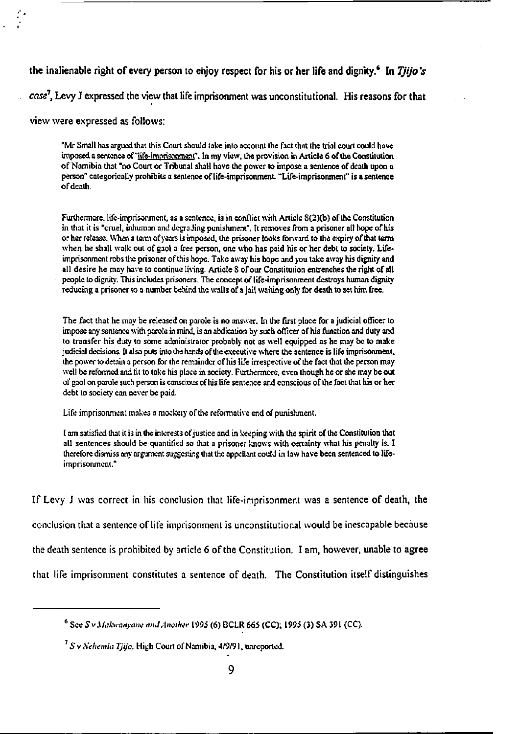the inalienable right of every person to enjoy respect for his or her life and dignity.[6] In *Tjijo's case*[7], Levy J expressed the view that life imprisonment was unconstitutional. His reasons for that view were expressed as follows:

> "Mr Small has argued that this Court should take into account the fact that the trial court could have imposed a sentence of "life-imprisonment". In my view, the provision in Article 6 of the Constitution of Namibia that "no Court or Tribunal shall have the power to impose a sentence of death upon a person" categorically prohibits a sentence of life-imprisonment. "Life-imprisonment" is a sentence of death.
>
> Furthermore, life-imprisonment, as a sentence, is in conflict with Article 8(2)(b) of the Constitution in that it is "cruel, inhuman and degrading punishment". It removes from a prisoner all hope of his or her release. When a term of years is imposed, the prisoner looks forward to the expiry of that term when he shall walk out of gaol a free person, one who has paid his or her debt to society. Life-imprisonment robs the prisoner of this hope. Take away his hope and you take away his dignity and all desire he may have to continue living. Article 8 of our Constitution entrenches the right of all people to dignity. This includes prisoners. The concept of life-imprisonment destroys human dignity reducing a prisoner to a number behind the walls of a jail waiting only for death to set him free.
>
> The fact that he may be released on parole is no answer. In the first place for a judicial officer to impose any sentence with parole in mind, is an abdication by such officer of his function and duty and to transfer his duty to some administrator probably not as well equipped as he may be to make judicial decisions. It also puts into the hands of the executive where the sentence is life imprisonment, the power to detain a person for the remainder of his life irrespective of the fact that the person may well be reformed and fit to take his place in society. Furthermore, even though he or she may be out of gaol on parole such person is conscious of his life sentence and conscious of the fact that his or her debt to society can never be paid.
>
> Life imprisonment makes a mockery of the reformative end of punishment.
>
> I am satisfied that it is in the interests of justice and in keeping with the spirit of the Constitution that all sentences should be quantified so that a prisoner knows with certainty what his penalty is. I therefore dismiss any argument suggesting that the appellant could in law have been sentenced to life-imprisonment."

If Levy J was correct in his conclusion that life-imprisonment was a sentence of death, the conclusion that a sentence of life imprisonment is unconstitutional would be inescapable because the death sentence is prohibited by article 6 of the Constitution. I am, however, unable to agree that life imprisonment constitutes a sentence of death. The Constitution itself distinguishes

---

[6] See *S v Makwanyane and Another* 1995 (6) BCLR 665 (CC); 1995 (3) SA 391 (CC).

[7] *S v Nehemia Tjijo*, High Court of Namibia, 4/9/91, unreported.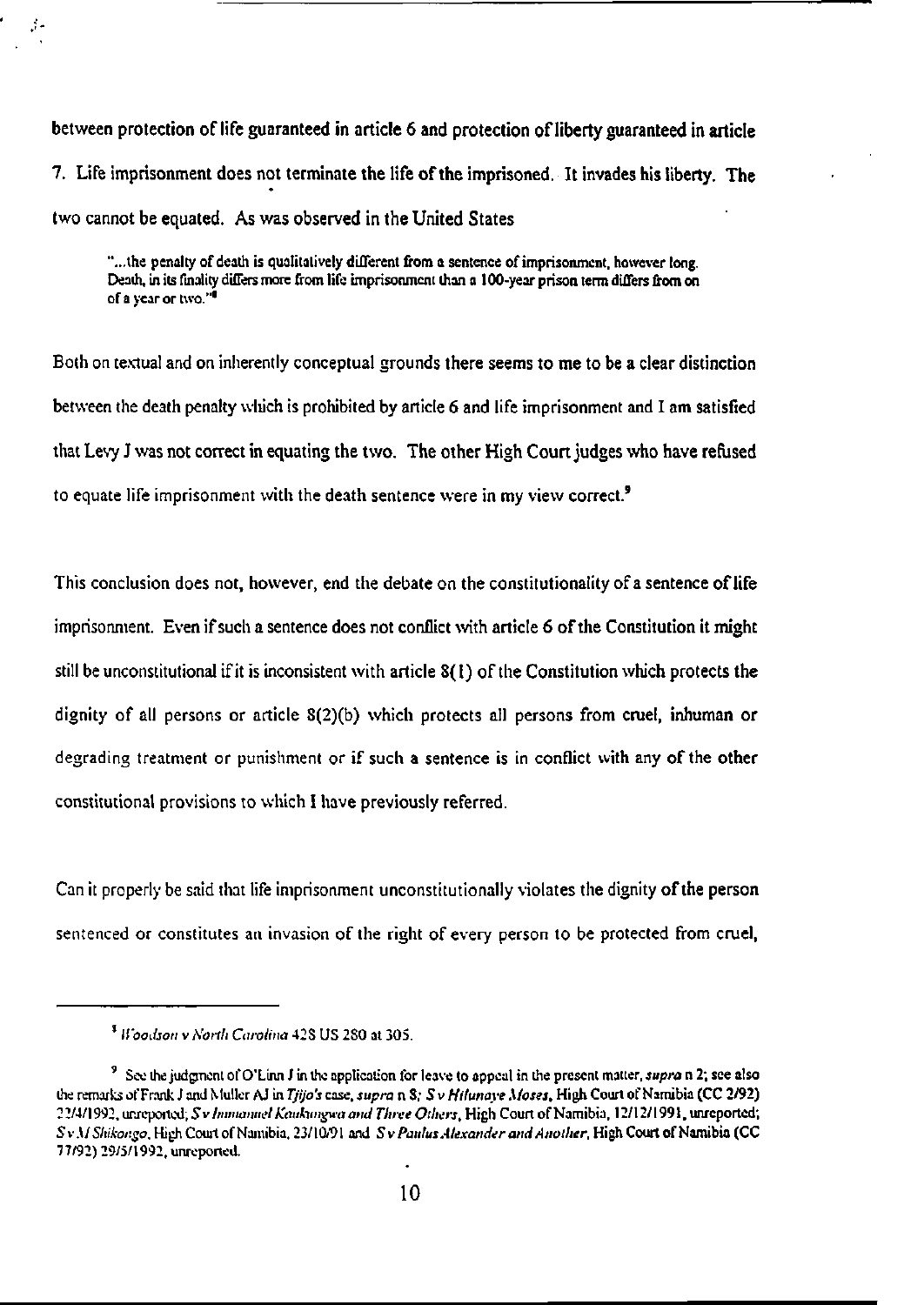between protection of life guaranteed in article 6 and protection of liberty guaranteed in article 7. Life imprisonment does not terminate the life of the imprisoned. It invades his liberty. The two cannot be equated. As was observed in the United States

> "...the penalty of death is qualitatively different from a sentence of imprisonment, however long. Death, in its finality differs more from life imprisonment than a 100-year prison term differs from on of a year or two."[8]

Both on textual and on inherently conceptual grounds there seems to me to be a clear distinction between the death penalty which is prohibited by article 6 and life imprisonment and I am satisfied that Levy J was not correct in equating the two. The other High Court judges who have refused to equate life imprisonment with the death sentence were in my view correct.[9]

This conclusion does not, however, end the debate on the constitutionality of a sentence of life imprisonment. Even if such a sentence does not conflict with article 6 of the Constitution it might still be unconstitutional if it is inconsistent with article 8(1) of the Constitution which protects the dignity of all persons or article 8(2)(b) which protects all persons from cruel, inhuman or degrading treatment or punishment or if such a sentence is in conflict with any of the other constitutional provisions to which I have previously referred.

Can it properly be said that life imprisonment unconstitutionally violates the dignity of the person sentenced or constitutes an invasion of the right of every person to be protected from cruel,

---

[8] *Woodson v North Carolina* 428 US 280 at 305.

[9] See the judgment of O'Linn J in the application for leave to appeal in the present matter, *supra* n 2; see also the remarks of Frank J and Muller AJ in *Tjijo's* case, *supra* n 8; *S v Hifunaye Moses*, High Court of Namibia (CC 2/92) 22/4/1992, unreported; *S v Immanuel Kaukungwa and Three Others*, High Court of Namibia, 12/12/1991, unreported; *S v M Shikongo*, High Court of Namibia, 23/10/91 and *S v Paulus Alexander and Another*, High Court of Namibia (CC 77/92) 29/5/1992, unreported.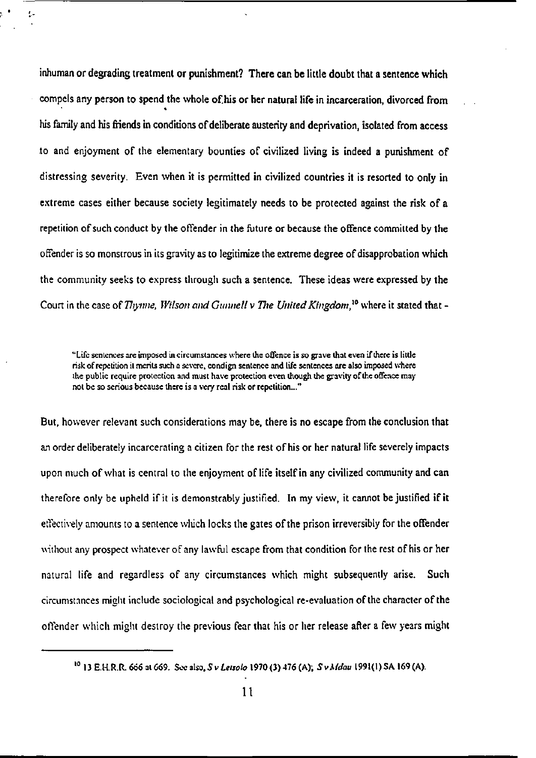inhuman or degrading treatment or punishment? There can be little doubt that a sentence which compels any person to spend the whole of his or her natural life in incarceration, divorced from his family and his friends in conditions of deliberate austerity and deprivation, isolated from access to and enjoyment of the elementary bounties of civilized living is indeed a punishment of distressing severity. Even when it is permitted in civilized countries it is resorted to only in extreme cases either because society legitimately needs to be protected against the risk of a repetition of such conduct by the offender in the future or because the offence committed by the offender is so monstrous in its gravity as to legitimize the extreme degree of disapprobation which the community seeks to express through such a sentence. These ideas were expressed by the Court in the case of *Thynne, Wilson and Gunnell v The United Kingdom,*[10] where it stated that -

> "Life sentences are imposed in circumstances where the offence is so grave that even if there is little risk of repetition it merits such a severe, condign sentence and life sentences are also imposed where the public require protection and must have protection even though the gravity of the offence may not be so serious because there is a very real risk or repetition..."

But, however relevant such considerations may be, there is no escape from the conclusion that an order deliberately incarcerating a citizen for the rest of his or her natural life severely impacts upon much of what is central to the enjoyment of life itself in any civilized community and can therefore only be upheld if it is demonstrably justified. In my view, it cannot be justified if it effectively amounts to a sentence which locks the gates of the prison irreversibly for the offender without any prospect whatever of any lawful escape from that condition for the rest of his or her natural life and regardless of any circumstances which might subsequently arise. Such circumstances might include sociological and psychological re-evaluation of the character of the offender which might destroy the previous fear that his or her release after a few years might

---

[10] 13 E.H.R.R. 666 at 669. See also, *S v Letsolo* 1970 (3) 476 (A); *S v Mdau* 1991(1) SA 169 (A).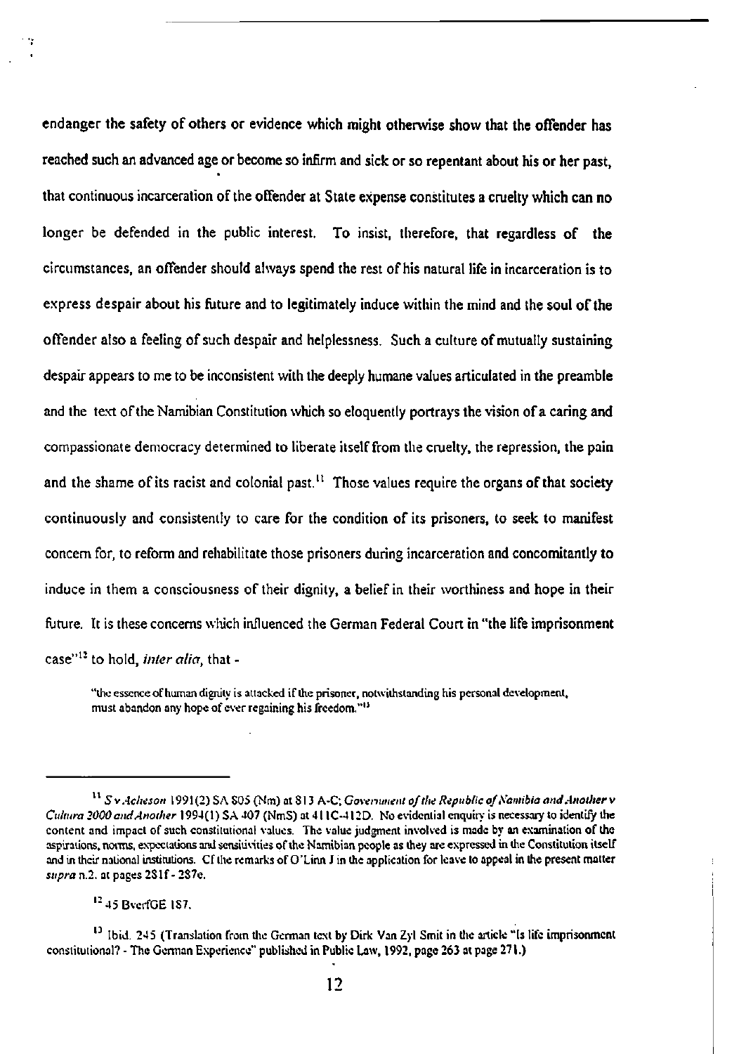endanger the safety of others or evidence which might otherwise show that the offender has reached such an advanced age or become so infirm and sick or so repentant about his or her past, that continuous incarceration of the offender at State expense constitutes a cruelty which can no longer be defended in the public interest. To insist, therefore, that regardless of the circumstances, an offender should always spend the rest of his natural life in incarceration is to express despair about his future and to legitimately induce within the mind and the soul of the offender also a feeling of such despair and helplessness. Such a culture of mutually sustaining despair appears to me to be inconsistent with the deeply humane values articulated in the preamble and the text of the Namibian Constitution which so eloquently portrays the vision of a caring and compassionate democracy determined to liberate itself from the cruelty, the repression, the pain and the shame of its racist and colonial past.[11] Those values require the organs of that society continuously and consistently to care for the condition of its prisoners, to seek to manifest concern for, to reform and rehabilitate those prisoners during incarceration and concomitantly to induce in them a consciousness of their dignity, a belief in their worthiness and hope in their future. It is these concerns which influenced the German Federal Court in "the life imprisonment case"[12] to hold, *inter alia*, that -

> "the essence of human dignity is attacked if the prisoner, notwithstanding his personal development, must abandon any hope of ever regaining his freedom."[13]

---

[11] *S v Acheson* 1991(2) SA 805 (Nm) at 813 A-C; *Government of the Republic of Namibia and Another v Cultura 2000 and Another* 1994(1) SA 407 (NmS) at 411C-412D. No evidential enquiry is necessary to identify the content and impact of such constitutional values. The value judgment involved is made by an examination of the aspirations, norms, expectations and sensitivities of the Namibian people as they are expressed in the Constitution itself and in their national institutions. Cf the remarks of O'Linn J in the application for leave to appeal in the present matter *supra* n.2. at pages 281f - 287e.

[12] 45 BverfGE 187.

[13] Ibid. 245 (Translation from the German text by Dirk Van Zyl Smit in the article "Is life imprisonment constitutional? - The German Experience" published in Public Law, 1992, page 263 at page 271.)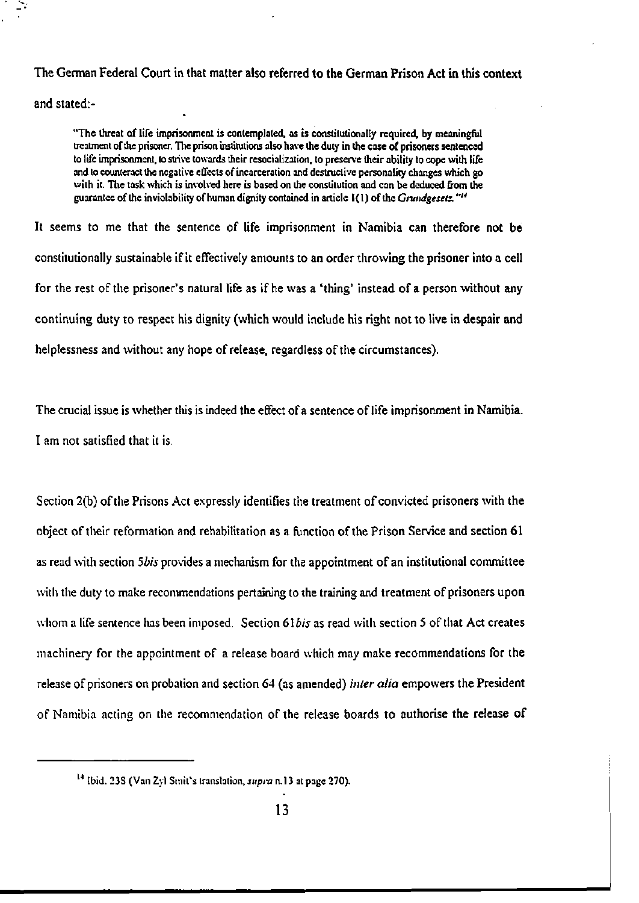The German Federal Court in that matter also referred to the German Prison Act in this context and stated:-

> "The threat of life imprisonment is contemplated, as is constitutionally required, by meaningful treatment of the prisoner. The prison institutions also have the duty in the case of prisoners sentenced to life imprisonment, to strive towards their resocialization, to preserve their ability to cope with life and to counteract the negative effects of incarceration and destructive personality changes which go with it. The task which is involved here is based on the constitution and can be deduced from the guarantee of the inviolability of human dignity contained in article 1(1) of the *Grundgesetz*."[14]

It seems to me that the sentence of life imprisonment in Namibia can therefore not be constitutionally sustainable if it effectively amounts to an order throwing the prisoner into a cell for the rest of the prisoner's natural life as if he was a 'thing' instead of a person without any continuing duty to respect his dignity (which would include his right not to live in despair and helplessness and without any hope of release, regardless of the circumstances).

The crucial issue is whether this is indeed the effect of a sentence of life imprisonment in Namibia. I am not satisfied that it is.

Section 2(b) of the Prisons Act expressly identifies the treatment of convicted prisoners with the object of their reformation and rehabilitation as a function of the Prison Service and section 61 as read with section 5*bis* provides a mechanism for the appointment of an institutional committee with the duty to make recommendations pertaining to the training and treatment of prisoners upon whom a life sentence has been imposed. Section 61*bis* as read with section 5 of that Act creates machinery for the appointment of a release board which may make recommendations for the release of prisoners on probation and section 64 (as amended) *inter alia* empowers the President of Namibia acting on the recommendation of the release boards to authorise the release of

---

[14] Ibid. 238 (Van Zyl Smit's translation, *supra* n.13 at page 270).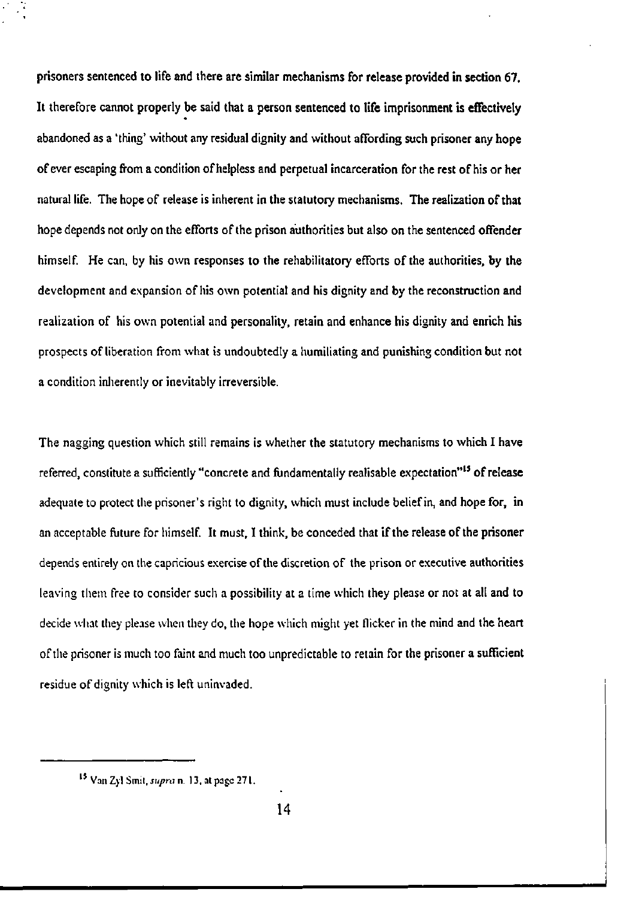prisoners sentenced to life and there are similar mechanisms for release provided in section 67. It therefore cannot properly be said that a person sentenced to life imprisonment is effectively abandoned as a 'thing' without any residual dignity and without affording such prisoner any hope of ever escaping from a condition of helpless and perpetual incarceration for the rest of his or her natural life. The hope of release is inherent in the statutory mechanisms. The realization of that hope depends not only on the efforts of the prison authorities but also on the sentenced offender himself. He can, by his own responses to the rehabilitatory efforts of the authorities, by the development and expansion of his own potential and his dignity and by the reconstruction and realization of his own potential and personality, retain and enhance his dignity and enrich his prospects of liberation from what is undoubtedly a humiliating and punishing condition but not a condition inherently or inevitably irreversible.

The nagging question which still remains is whether the statutory mechanisms to which I have referred, constitute a sufficiently "concrete and fundamentally realisable expectation"[15] of release adequate to protect the prisoner's right to dignity, which must include belief in, and hope for, in an acceptable future for himself. It must, I think, be conceded that if the release of the prisoner depends entirely on the capricious exercise of the discretion of the prison or executive authorities leaving them free to consider such a possibility at a time which they please or not at all and to decide what they please when they do, the hope which might yet flicker in the mind and the heart of the prisoner is much too faint and much too unpredictable to retain for the prisoner a sufficient residue of dignity which is left uninvaded.

---

[15] Van Zyl Smit, *supra* n. 13, at page 271.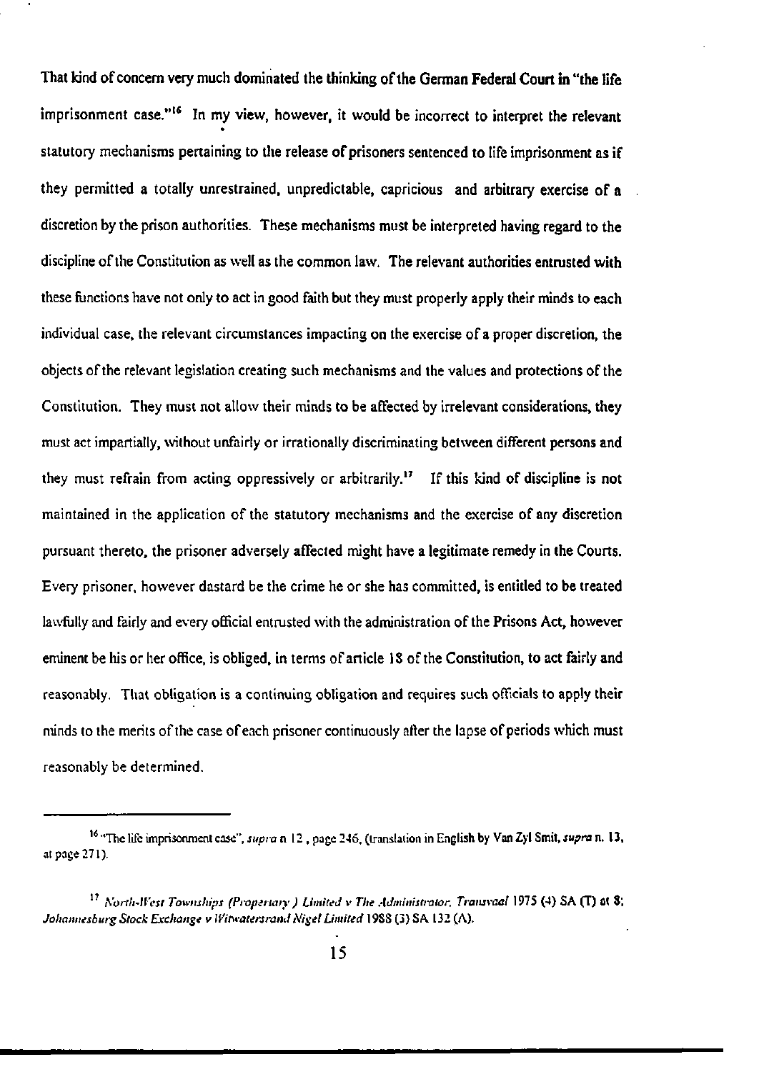That kind of concern very much dominated the thinking of the German Federal Court in "the life imprisonment case."[16] In my view, however, it would be incorrect to interpret the relevant statutory mechanisms pertaining to the release of prisoners sentenced to life imprisonment as if they permitted a totally unrestrained, unpredictable, capricious and arbitrary exercise of a discretion by the prison authorities. These mechanisms must be interpreted having regard to the discipline of the Constitution as well as the common law. The relevant authorities entrusted with these functions have not only to act in good faith but they must properly apply their minds to each individual case, the relevant circumstances impacting on the exercise of a proper discretion, the objects of the relevant legislation creating such mechanisms and the values and protections of the Constitution. They must not allow their minds to be affected by irrelevant considerations, they must act impartially, without unfairly or irrationally discriminating between different persons and they must refrain from acting oppressively or arbitrarily.[17] If this kind of discipline is not maintained in the application of the statutory mechanisms and the exercise of any discretion pursuant thereto, the prisoner adversely affected might have a legitimate remedy in the Courts. Every prisoner, however dastard be the crime he or she has committed, is entitled to be treated lawfully and fairly and every official entrusted with the administration of the Prisons Act, however eminent be his or her office, is obliged, in terms of article 18 of the Constitution, to act fairly and reasonably. That obligation is a continuing obligation and requires such officials to apply their minds to the merits of the case of each prisoner continuously after the lapse of periods which must reasonably be determined.

---

[16] "The life imprisonment case", *supra* n 12 , page 246, (translation in English by Van Zyl Smit, *supra* n. 13, at page 271).

[17] *North-West Townships (Proprietary) Limited v The Administrator, Transvaal* 1975 (4) SA (T) at 8; *Johannesburg Stock Exchange v Witwatersrand Nigel Limited* 1988 (3) SA 132 (A).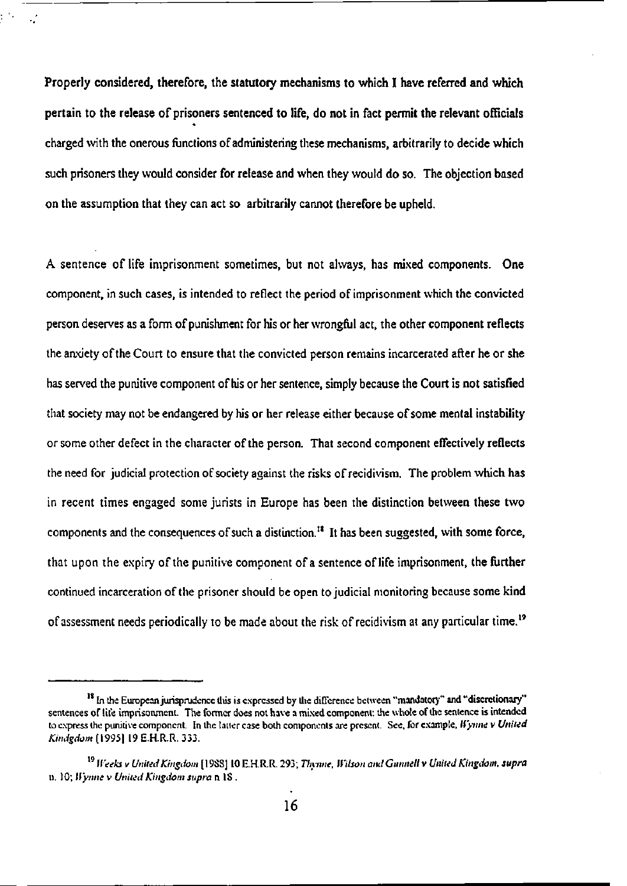Properly considered, therefore, the statutory mechanisms to which I have referred and which pertain to the release of prisoners sentenced to life, do not in fact permit the relevant officials charged with the onerous functions of administering these mechanisms, arbitrarily to decide which such prisoners they would consider for release and when they would do so. The objection based on the assumption that they can act so arbitrarily cannot therefore be upheld.

A sentence of life imprisonment sometimes, but not always, has mixed components. One component, in such cases, is intended to reflect the period of imprisonment which the convicted person deserves as a form of punishment for his or her wrongful act, the other component reflects the anxiety of the Court to ensure that the convicted person remains incarcerated after he or she has served the punitive component of his or her sentence, simply because the Court is not satisfied that society may not be endangered by his or her release either because of some mental instability or some other defect in the character of the person. That second component effectively reflects the need for judicial protection of society against the risks of recidivism. The problem which has in recent times engaged some jurists in Europe has been the distinction between these two components and the consequences of such a distinction.[18] It has been suggested, with some force, that upon the expiry of the punitive component of a sentence of life imprisonment, the further continued incarceration of the prisoner should be open to judicial monitoring because some kind of assessment needs periodically to be made about the risk of recidivism at any particular time.[19]

---

[18] In the European jurisprudence this is expressed by the difference between "mandatory" and "discretionary" sentences of life imprisonment. The former does not have a mixed component: the whole of the sentence is intended to express the punitive component. In the latter case both components are present. See, for example, *Wynne v United Kindgdom* [1995] 19 E.H.R.R. 333.

[19] *Weeks v United Kingdom* [1988] 10 E.H.R.R. 293; *Thynne, Wilson and Gunnell v United Kingdom, supra* n. 10; *Wynne v United Kingdom supra* n 18 .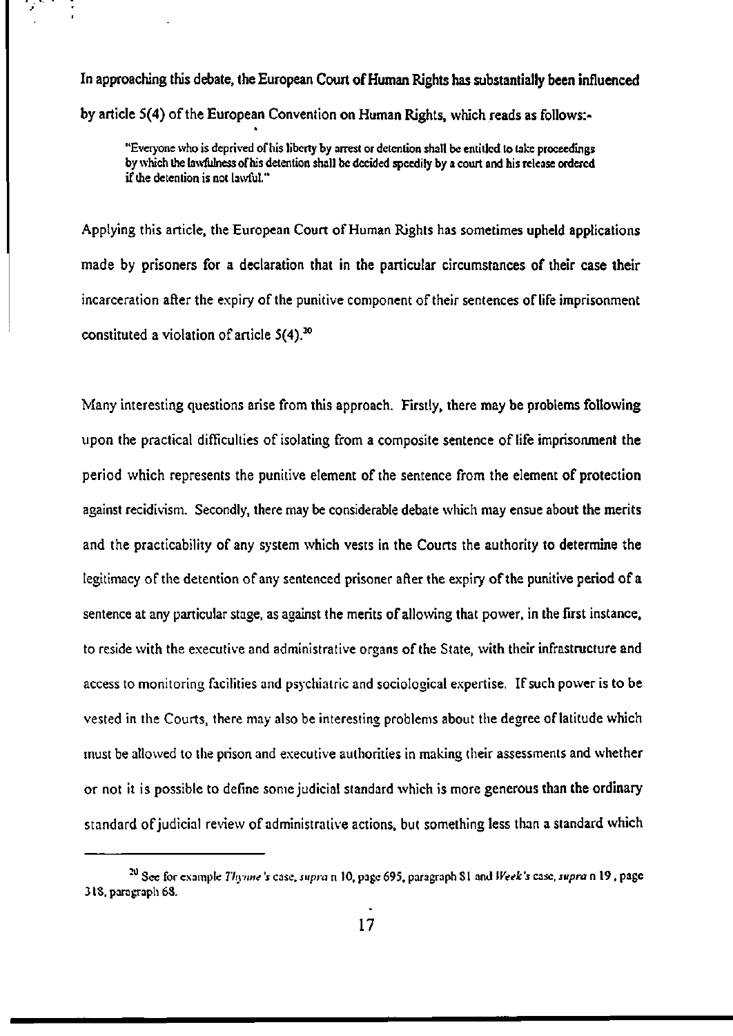In approaching this debate, the European Court of Human Rights has substantially been influenced by article 5(4) of the European Convention on Human Rights, which reads as follows:-

> "Everyone who is deprived of his liberty by arrest or detention shall be entitled to take proceedings by which the lawfulness of his detention shall be decided speedily by a court and his release ordered if the detention is not lawful."

Applying this article, the European Court of Human Rights has sometimes upheld applications made by prisoners for a declaration that in the particular circumstances of their case their incarceration after the expiry of the punitive component of their sentences of life imprisonment constituted a violation of article 5(4).[20]

Many interesting questions arise from this approach. Firstly, there may be problems following upon the practical difficulties of isolating from a composite sentence of life imprisonment the period which represents the punitive element of the sentence from the element of protection against recidivism. Secondly, there may be considerable debate which may ensue about the merits and the practicability of any system which vests in the Courts the authority to determine the legitimacy of the detention of any sentenced prisoner after the expiry of the punitive period of a sentence at any particular stage, as against the merits of allowing that power, in the first instance, to reside with the executive and administrative organs of the State, with their infrastructure and access to monitoring facilities and psychiatric and sociological expertise. If such power is to be vested in the Courts, there may also be interesting problems about the degree of latitude which must be allowed to the prison and executive authorities in making their assessments and whether or not it is possible to define some judicial standard which is more generous than the ordinary standard of judicial review of administrative actions, but something less than a standard which

---

[20] See for example *Thynne's* case, *supra* n 10, page 695, paragraph 81 and *Week's* case, *supra* n 19, page 318, paragraph 68.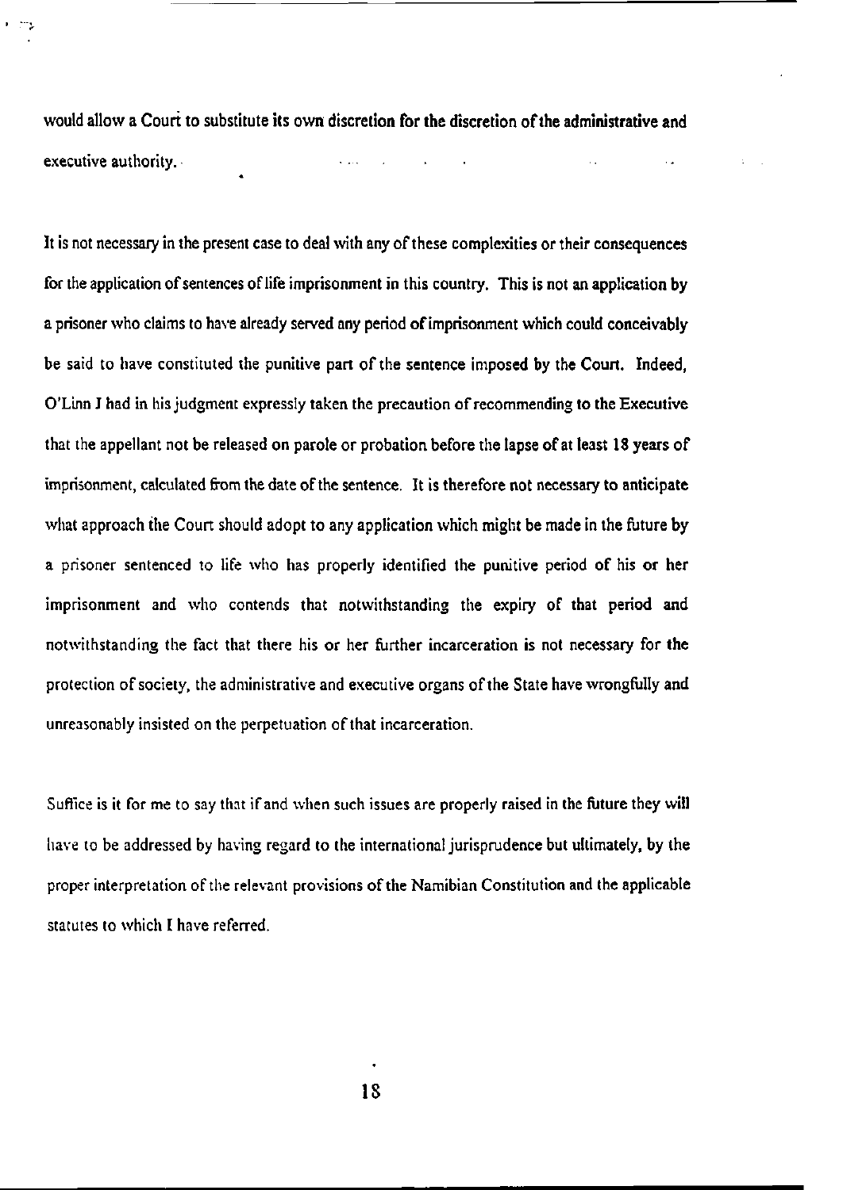would allow a Court to substitute its own discretion for the discretion of the administrative and executive authority.

It is not necessary in the present case to deal with any of these complexities or their consequences for the application of sentences of life imprisonment in this country. This is not an application by a prisoner who claims to have already served any period of imprisonment which could conceivably be said to have constituted the punitive part of the sentence imposed by the Court. Indeed, O'Linn J had in his judgment expressly taken the precaution of recommending to the Executive that the appellant not be released on parole or probation before the lapse of at least 18 years of imprisonment, calculated from the date of the sentence. It is therefore not necessary to anticipate what approach the Court should adopt to any application which might be made in the future by a prisoner sentenced to life who has properly identified the punitive period of his or her imprisonment and who contends that notwithstanding the expiry of that period and notwithstanding the fact that there his or her further incarceration is not necessary for the protection of society, the administrative and executive organs of the State have wrongfully and unreasonably insisted on the perpetuation of that incarceration.

Suffice is it for me to say that if and when such issues are properly raised in the future they will have to be addressed by having regard to the international jurisprudence but ultimately, by the proper interpretation of the relevant provisions of the Namibian Constitution and the applicable statutes to which I have referred.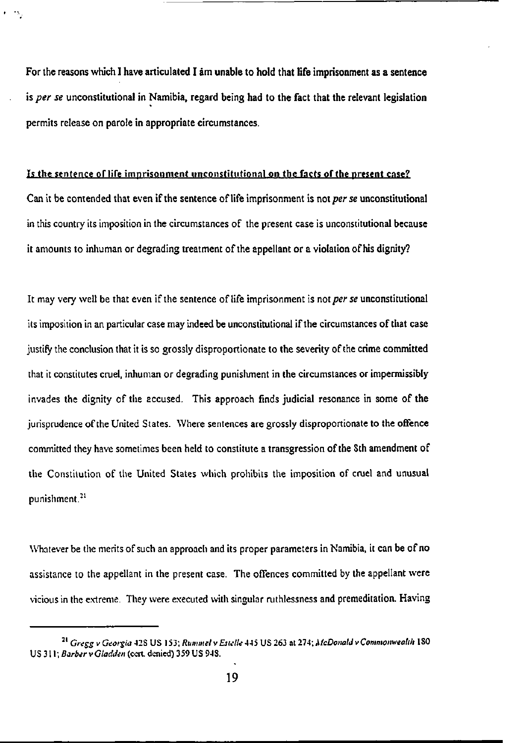For the reasons which I have articulated I am unable to hold that life imprisonment as a sentence is *per se* unconstitutional in Namibia, regard being had to the fact that the relevant legislation permits release on parole in appropriate circumstances.

<u>Is the sentence of life imprisonment unconstitutional on the facts of the present case?</u>

Can it be contended that even if the sentence of life imprisonment is not *per se* unconstitutional in this country its imposition in the circumstances of the present case is unconstitutional because it amounts to inhuman or degrading treatment of the appellant or a violation of his dignity?

It may very well be that even if the sentence of life imprisonment is not *per se* unconstitutional its imposition in an particular case may indeed be unconstitutional if the circumstances of that case justify the conclusion that it is so grossly disproportionate to the severity of the crime committed that it constitutes cruel, inhuman or degrading punishment in the circumstances or impermissibly invades the dignity of the accused. This approach finds judicial resonance in some of the jurisprudence of the United States. Where sentences are grossly disproportionate to the offence committed they have sometimes been held to constitute a transgression of the 8th amendment of the Constitution of the United States which prohibits the imposition of cruel and unusual punishment.[21]

Whatever be the merits of such an approach and its proper parameters in Namibia, it can be of no assistance to the appellant in the present case. The offences committed by the appellant were vicious in the extreme. They were executed with singular ruthlessness and premeditation. Having

---

[21] *Gregg v Georgia* 428 US 153; *Rummel v Estelle* 445 US 263 at 274; *McDonald v Commonwealth* 180 US 311; *Barber v Gladden* (cert. denied) 359 US 948.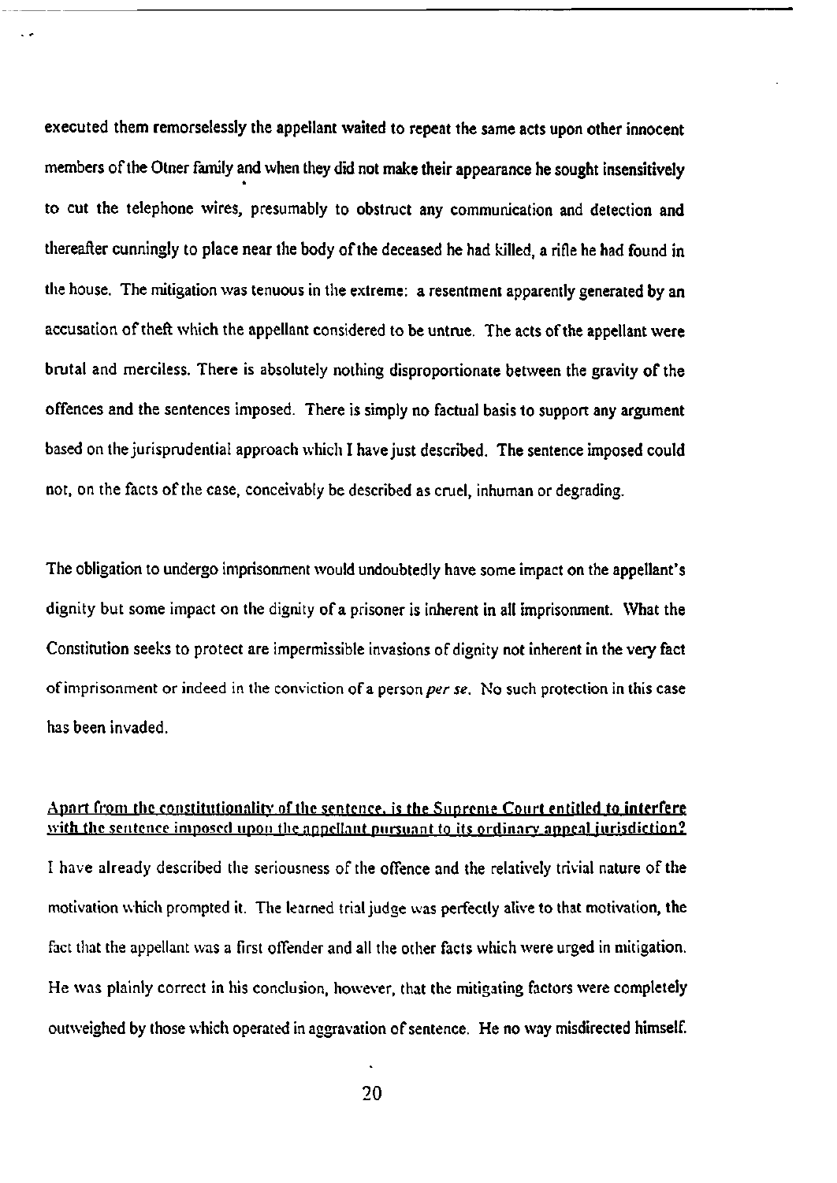executed them remorselessly the appellant waited to repeat the same acts upon other innocent members of the Otner family and when they did not make their appearance he sought insensitively to cut the telephone wires, presumably to obstruct any communication and detection and thereafter cunningly to place near the body of the deceased he had killed, a rifle he had found in the house. The mitigation was tenuous in the extreme: a resentment apparently generated by an accusation of theft which the appellant considered to be untrue. The acts of the appellant were brutal and merciless. There is absolutely nothing disproportionate between the gravity of the offences and the sentences imposed. There is simply no factual basis to support any argument based on the jurisprudential approach which I have just described. The sentence imposed could not, on the facts of the case, conceivably be described as cruel, inhuman or degrading.

The obligation to undergo imprisonment would undoubtedly have some impact on the appellant's dignity but some impact on the dignity of a prisoner is inherent in all imprisonment. What the Constitution seeks to protect are impermissible invasions of dignity not inherent in the very fact of imprisonment or indeed in the conviction of a person *per se*. No such protection in this case has been invaded.

**Apart from the constitutionality of the sentence, is the Supreme Court entitled to interfere with the sentence imposed upon the appellant pursuant to its ordinary appeal jurisdiction?**

I have already described the seriousness of the offence and the relatively trivial nature of the motivation which prompted it. The learned trial judge was perfectly alive to that motivation, the fact that the appellant was a first offender and all the other facts which were urged in mitigation. He was plainly correct in his conclusion, however, that the mitigating factors were completely outweighed by those which operated in aggravation of sentence. He no way misdirected himself.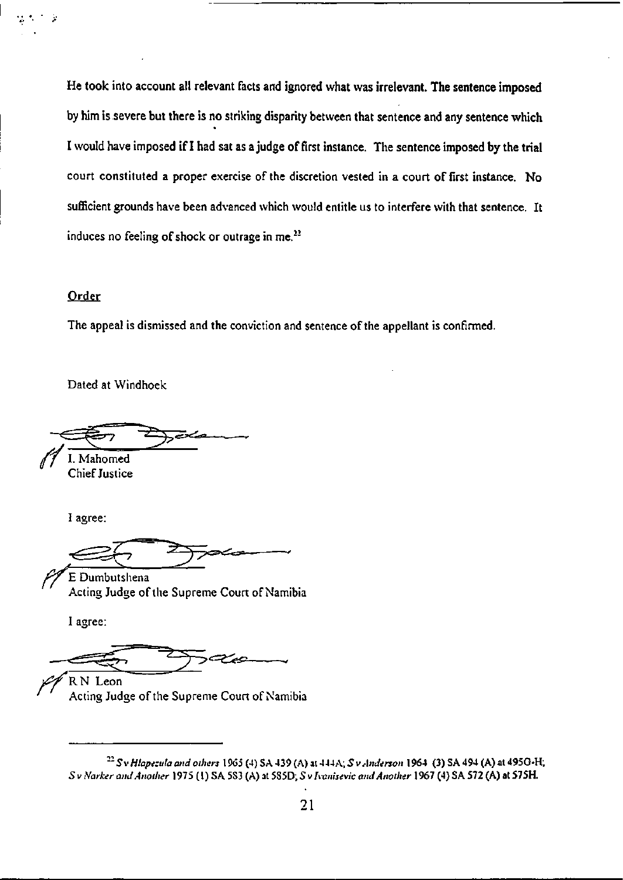He took into account all relevant facts and ignored what was irrelevant. The sentence imposed by him is severe but there is no striking disparity between that sentence and any sentence which I would have imposed if I had sat as a judge of first instance. The sentence imposed by the trial court constituted a proper exercise of the discretion vested in a court of first instance. No sufficient grounds have been advanced which would entitle us to interfere with that sentence. It induces no feeling of shock or outrage in me.[22]

**Order**

The appeal is dismissed and the conviction and sentence of the appellant is confirmed.

Dated at Windhoek

I. Mahomed
Chief Justice

I agree:

E Dumbutshena
Acting Judge of the Supreme Court of Namibia

I agree:

R N Leon
Acting Judge of the Supreme Court of Namibia

---

[22] *S v Hlapezula and others* 1965 (4) SA 439 (A) at 444A; *S v Anderson* 1964 (3) SA 494 (A) at 495G-H; *S v Narker and Another* 1975 (1) SA 583 (A) at 585D; *S v Ivanisevic and Another* 1967 (4) SA 572 (A) at 575H.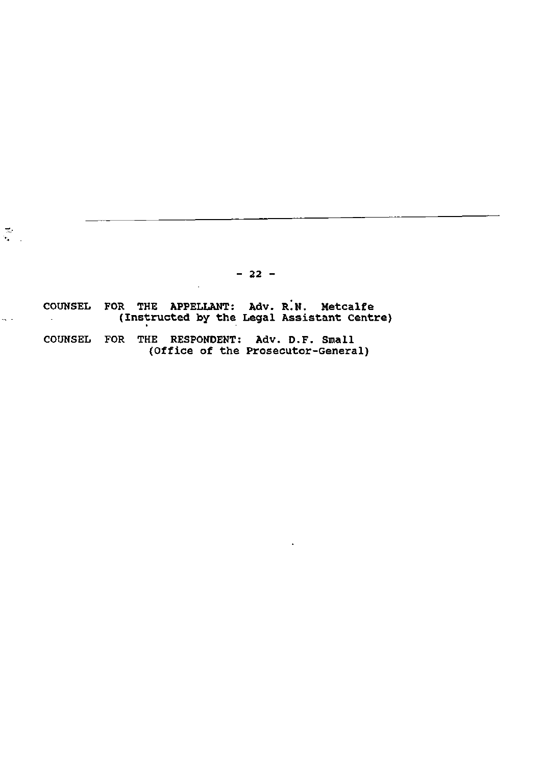COUNSEL FOR THE APPELLANT: Adv. R.N. Metcalfe
(Instructed by the Legal Assistant Centre)

COUNSEL FOR THE RESPONDENT: Adv. D.F. Small
(Office of the Prosecutor-General)